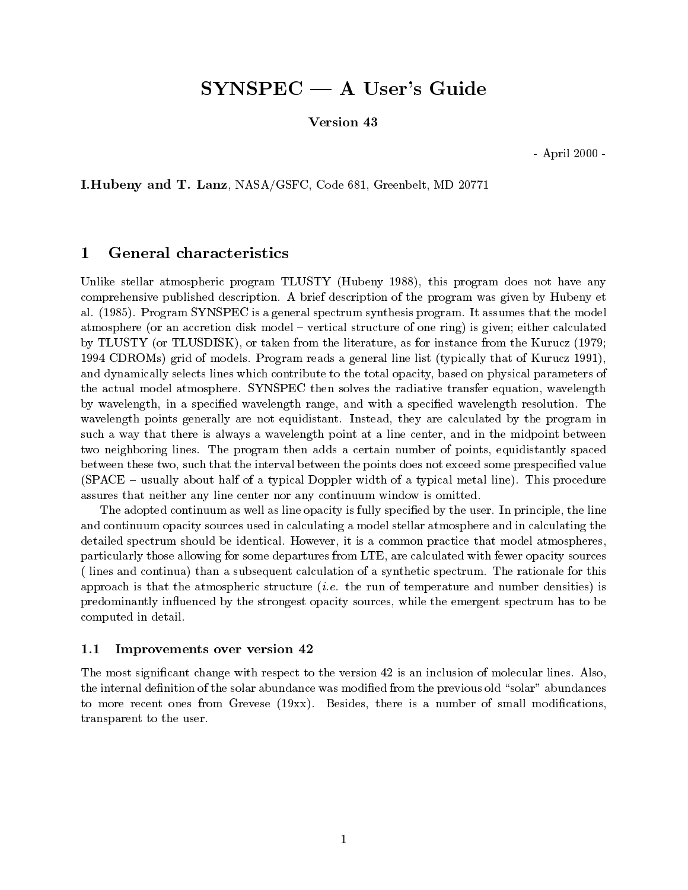# SYNSPEC — A User's Guide

**Version 43**

- April 2000 -

**I.Hubeny and T. Lanz**, NASA/GSFC, Code 681, Greenbelt, MD 20771

## 1 General characteristics

Unlike stellar atmospheric program TLUSTY (Hubeny 1988), this program does not have any comprehensive published description. A brief description of the program was given by Hubeny et al. (1985). Program SYNSPEC is a general spectrum synthesis program. It assumes that the model atmosphere (or an accretion disk model – vertical structure of one ring) is given; either calculated by TLUSTY (or TLUSDISK), or taken from the literature, as for instance from the Kurucz (1979; 1994 CDROMs) grid of models. Program reads a general line list (typically that of Kurucz 1991), and dynamically selects lines which contribute to the total opacity, based on physical parameters of the actual model atmosphere. SYNSPEC then solves the radiative transfer equation, wavelength by wavelength, in a specified wavelength range, and with a specified wavelength resolution. The wavelength points generally are not equidistant. Instead, they are calculated by the program in such a way that there is always a wavelength point at a line center, and in the midpoint between two neighboring lines. The program then adds a certain number of points, equidistantly spaced between these two, such that the interval between the points does not exceed some prespecified value (SPACE – usually about half of a typical Doppler width of a typical metal line). This procedure assures that neither any line center nor any continuum window is omitted.

The adopted continuum as well as line opacity is fully specified by the user. In principle, the line and continuum opacity sources used in calculating a model stellar atmosphere and in calculating the detailed spectrum should be identical. However, it is a common practice that model atmospheres, particularly those allowing for some departures from LTE, are calculated with fewer opacity sources ( lines and continua) than a subsequent calculation of a synthetic spectrum. The rationale for this approach is that the atmospheric structure (*i.e.* the run of temperature and number densities) is predominantly influenced by the strongest opacity sources, while the emergent spectrum has to be computed in detail.

### 1.1 Improvements over version 42

The most significant change with respect to the version 42 is an inclusion of molecular lines. Also, the internal definition of the solar abundance was modified from the previous old "solar" abundances to more recent ones from Grevese (19xx). Besides, there is a number of small modifications, transparent to the user.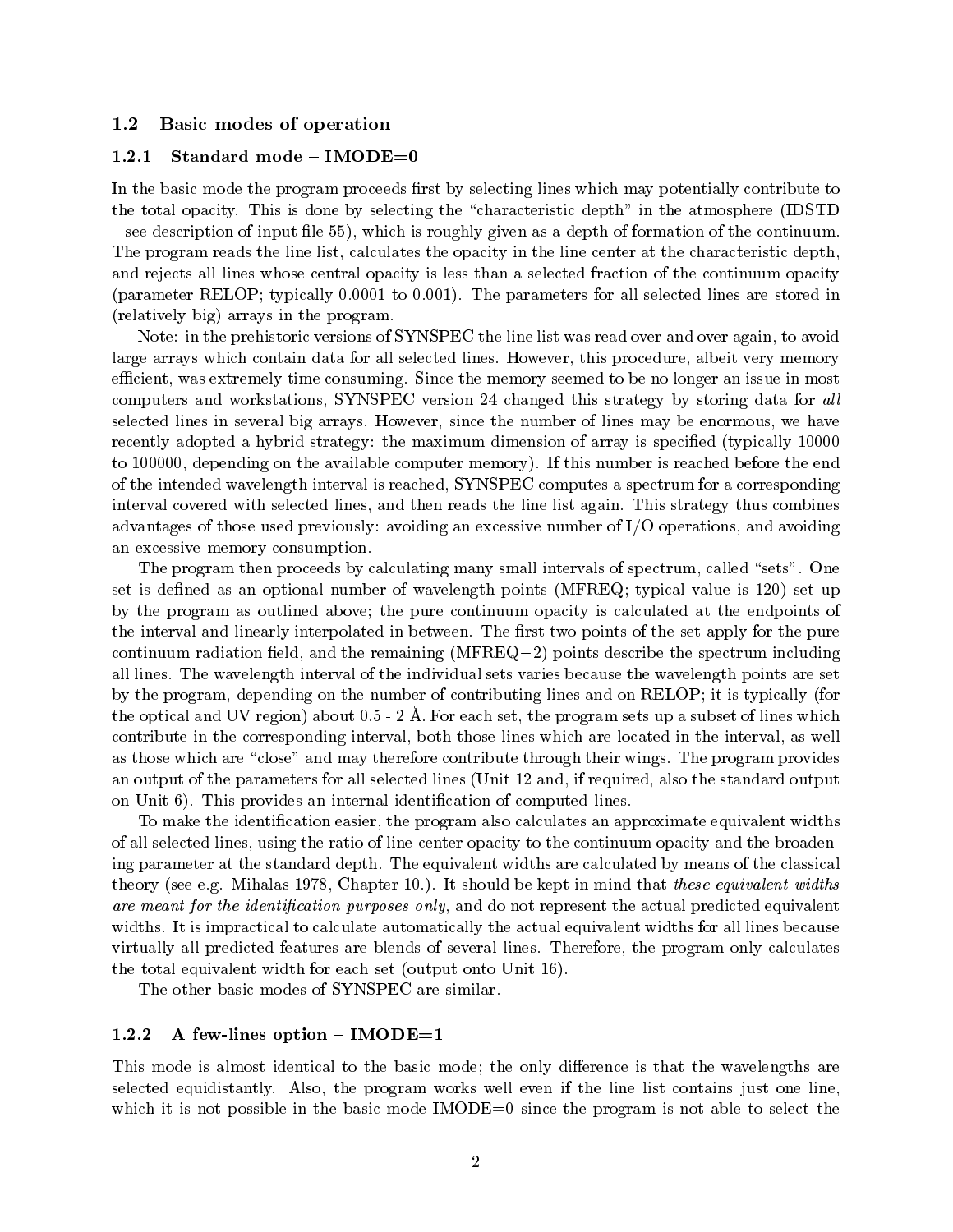## 1.2 Basic modes of operation

### 1.2.1 Standard mode – IMODE=0

In the basic mode the program proceeds first by selecting lines which may potentially contribute to the total opacity. This is done by selecting the "characteristic depth" in the atmosphere (IDSTD – see description of input file 55), which is roughly given as a depth of formation of the continuum. The program reads the line list, calculates the opacity in the line center at the characteristic depth, and rejects all lines whose central opacity is less than a selected fraction of the continuum opacity (parameter RELOP; typically 0.0001 to 0.001). The parameters for all selected lines are stored in (relatively big) arrays in the program.

Note: in the prehistoric versions of SYNSPEC the line list was read over and over again, to avoid large arrays which contain data for all selected lines. However, this procedure, albeit very memory efficient, was extremely time consuming. Since the memory seemed to be no longer an issue in most computers and workstations, SYNSPEC version 24 changed this strategy by storing data for *all* selected lines in several big arrays. However, since the number of lines may be enormous, we have recently adopted a hybrid strategy: the maximum dimension of array is specified (typically 10000 to 100000, depending on the available computer memory). If this number is reached before the end of the intended wavelength interval is reached, SYNSPEC computes a spectrum for a corresponding interval covered with selected lines, and then reads the line list again. This strategy thus combines advantages of those used previously: avoiding an excessive number of I/O operations, and avoiding an excessive memory consumption.

The program then proceeds by calculating many small intervals of spectrum, called "sets". One set is defined as an optional number of wavelength points (MFREQ; typical value is 120) set up by the program as outlined above; the pure continuum opacity is calculated at the endpoints of the interval and linearly interpolated in between. The first two points of the set apply for the pure continuum radiation field, and the remaining (MFREQ−2) points describe the spectrum including all lines. The wavelength interval of the individual sets varies because the wavelength points are set by the program, depending on the number of contributing lines and on RELOP; it is typically (for the optical and UV region) about 0.5 - 2 Å. For each set, the program sets up a subset of lines which contribute in the corresponding interval, both those lines which are located in the interval, as well as those which are "close" and may therefore contribute through their wings. The program provides an output of the parameters for all selected lines (Unit 12 and, if required, also the standard output on Unit 6). This provides an internal identification of computed lines.

To make the identification easier, the program also calculates an approximate equivalent widths of all selected lines, using the ratio of line-center opacity to the continuum opacity and the broadening parameter at the standard depth. The equivalent widths are calculated by means of the classical theory (see e.g. Mihalas 1978, Chapter 10.). It should be kept in mind that *these equivalent widths are meant for the identification purposes only*, and do not represent the actual predicted equivalent widths. It is impractical to calculate automatically the actual equivalent widths for all lines because virtually all predicted features are blends of several lines. Therefore, the program only calculates the total equivalent width for each set (output onto Unit 16).

The other basic modes of SYNSPEC are similar.

### 1.2.2 A few-lines option – IMODE=1

This mode is almost identical to the basic mode; the only difference is that the wavelengths are selected equidistantly. Also, the program works well even if the line list contains just one line, which it is not possible in the basic mode IMODE=0 since the program is not able to select the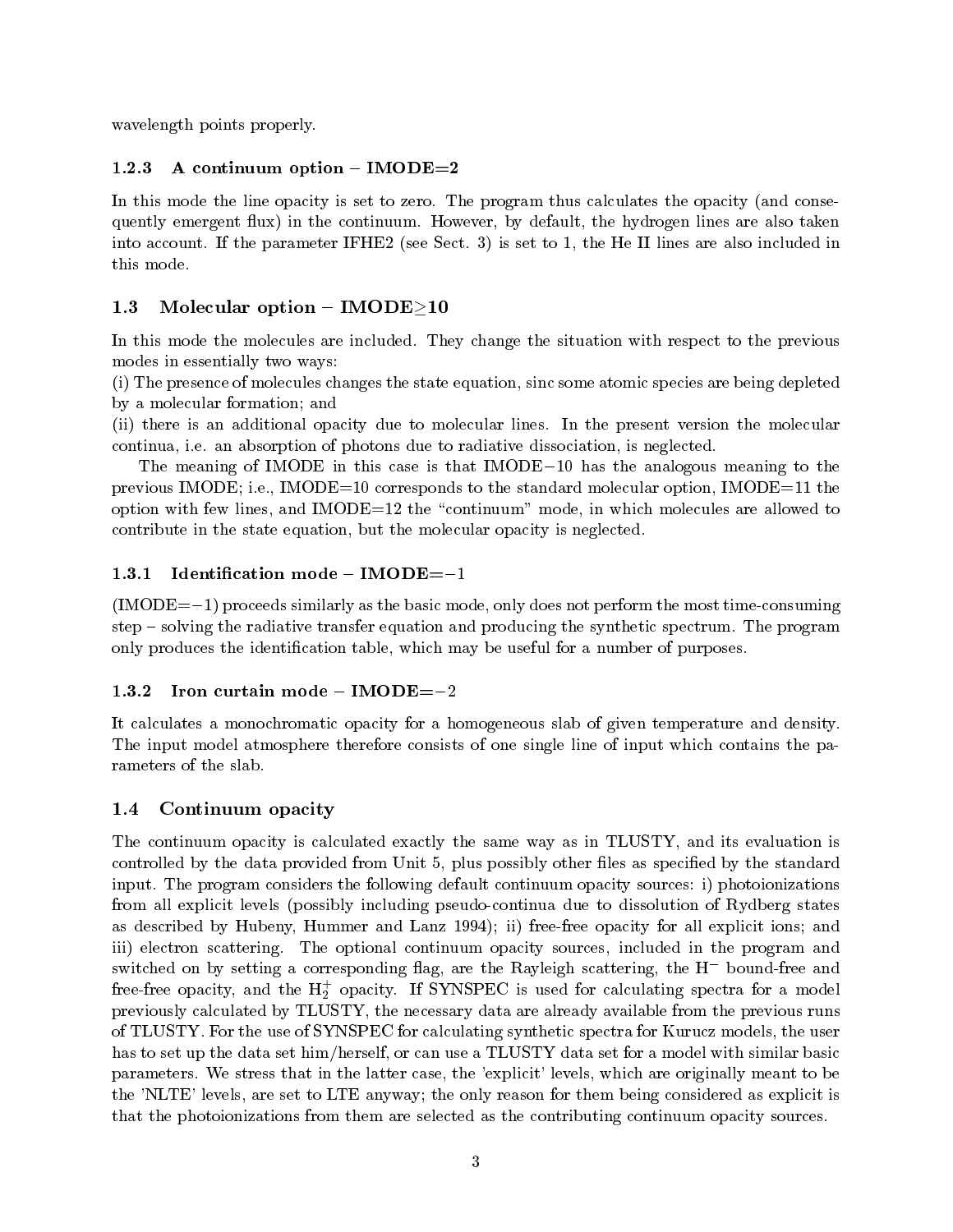wavelength points properly.

### 1.2.3 A continuum option – IMODE=2

In this mode the line opacity is set to zero. The program thus calculates the opacity (and consequently emergent flux) in the continuum. However, by default, the hydrogen lines are also taken into account. If the parameter IFHE2 (see Sect. 3) is set to 1, the He II lines are also included in this mode.

## 1.3 Molecular option – IMODE≥10

In this mode the molecules are included. They change the situation with respect to the previous modes in essentially two ways:

(i) The presence of molecules changes the state equation, sinc some atomic species are being depleted by a molecular formation; and

(ii) there is an additional opacity due to molecular lines. In the present version the molecular continua, i.e. an absorption of photons due to radiative dissociation, is neglected.

The meaning of IMODE in this case is that IMODE−10 has the analogous meaning to the previous IMODE; i.e., IMODE=10 corresponds to the standard molecular option, IMODE=11 the option with few lines, and IMODE=12 the "continuum" mode, in which molecules are allowed to contribute in the state equation, but the molecular opacity is neglected.

### 1.3.1 Identification mode – IMODE=−1

(IMODE=−1) proceeds similarly as the basic mode, only does not perform the most time-consuming step – solving the radiative transfer equation and producing the synthetic spectrum. The program only produces the identification table, which may be useful for a number of purposes.

### 1.3.2 Iron curtain mode – IMODE=−2

It calculates a monochromatic opacity for a homogeneous slab of given temperature and density. The input model atmosphere therefore consists of one single line of input which contains the parameters of the slab.

## 1.4 Continuum opacity

The continuum opacity is calculated exactly the same way as in TLUSTY, and its evaluation is controlled by the data provided from Unit 5, plus possibly other files as specified by the standard input. The program considers the following default continuum opacity sources: i) photoionizations from all explicit levels (possibly including pseudo-continua due to dissolution of Rydberg states as described by Hubeny, Hummer and Lanz 1994); ii) free-free opacity for all explicit ions; and iii) electron scattering. The optional continuum opacity sources, included in the program and switched on by setting a corresponding flag, are the Rayleigh scattering, the $H^-$ bound-free and free-free opacity, and the $H_2^+$ opacity. If SYNSPEC is used for calculating spectra for a model previously calculated by TLUSTY, the necessary data are already available from the previous runs of TLUSTY. For the use of SYNSPEC for calculating synthetic spectra for Kurucz models, the user has to set up the data set him/herself, or can use a TLUSTY data set for a model with similar basic parameters. We stress that in the latter case, the 'explicit' levels, which are originally meant to be the 'NLTE' levels, are set to LTE anyway; the only reason for them being considered as explicit is that the photoionizations from them are selected as the contributing continuum opacity sources.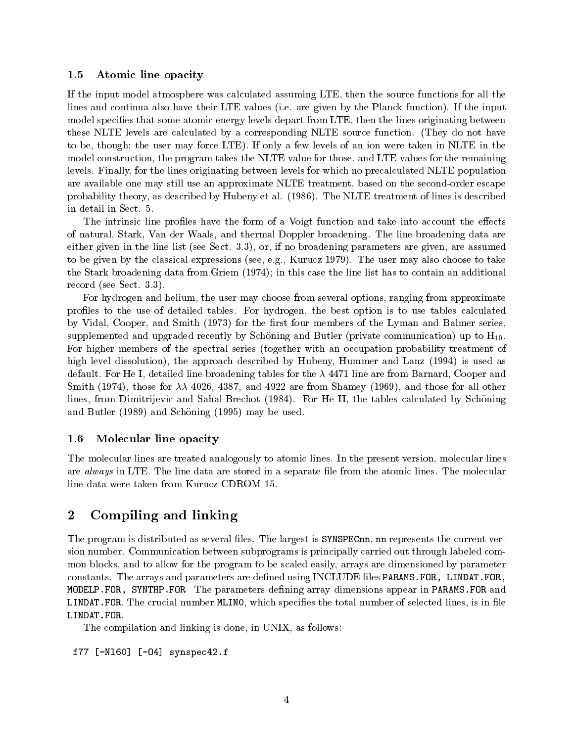### 1.5 Atomic line opacity

If the input model atmosphere was calculated assuming LTE, then the source functions for all the lines and continua also have their LTE values (i.e. are given by the Planck function). If the input model specifies that some atomic energy levels depart from LTE, then the lines originating between these NLTE levels are calculated by a corresponding NLTE source function. (They do not have to be, though; the user may force LTE). If only a few levels of an ion were taken in NLTE in the model construction, the program takes the NLTE value for those, and LTE values for the remaining levels. Finally, for the lines originating between levels for which no precalculated NLTE population are available one may still use an approximate NLTE treatment, based on the second-order escape probability theory, as described by Hubeny et al. (1986). The NLTE treatment of lines is described in detail in Sect. 5.

The intrinsic line profiles have the form of a Voigt function and take into account the effects of natural, Stark, Van der Waals, and thermal Doppler broadening. The line broadening data are either given in the line list (see Sect. 3.3), or, if no broadening parameters are given, are assumed to be given by the classical expressions (see, e.g., Kurucz 1979). The user may also choose to take the Stark broadening data from Griem (1974); in this case the line list has to contain an additional record (see Sect. 3.3).

For hydrogen and helium, the user may choose from several options, ranging from approximate profiles to the use of detailed tables. For hydrogen, the best option is to use tables calculated by Vidal, Cooper, and Smith (1973) for the first four members of the Lyman and Balmer series, supplemented and upgraded recently by Schöning and Butler (private communication) up to $H_{10}$. For higher members of the spectral series (together with an occupation probability treatment of high level dissolution), the approach described by Hubeny, Hummer and Lanz (1994) is used as default. For He I, detailed line broadening tables for the $\lambda$ 4471 line are from Barnard, Cooper and Smith (1974), those for $\lambda\lambda$ 4026, 4387, and 4922 are from Shamey (1969), and those for all other lines, from Dimitrijevic and Sahal-Brechot (1984). For He II, the tables calculated by Schöning and Butler (1989) and Schöning (1995) may be used.

### 1.6 Molecular line opacity

The molecular lines are treated analogously to atomic lines. In the present version, molecular lines are *always* in LTE. The line data are stored in a separate file from the atomic lines. The molecular line data were taken from Kurucz CDROM 15.

## 2 Compiling and linking

The program is distributed as several files. The largest is `SYNSPECnn`, `nn` represents the current version number. Communication between subprograms is principally carried out through labeled common blocks, and to allow for the program to be scaled easily, arrays are dimensioned by parameter constants. The arrays and parameters are defined using INCLUDE files `PARAMS.FOR, LINDAT.FOR, MODELP.FOR, SYNTHP.FOR` The parameters defining array dimensions appear in `PARAMS.FOR` and `LINDAT.FOR`. The crucial number `MLINO`, which specifies the total number of selected lines, is in file `LINDAT.FOR`.

The compilation and linking is done, in UNIX, as follows:

```
f77 [-Nl60] [-O4] synspec42.f
```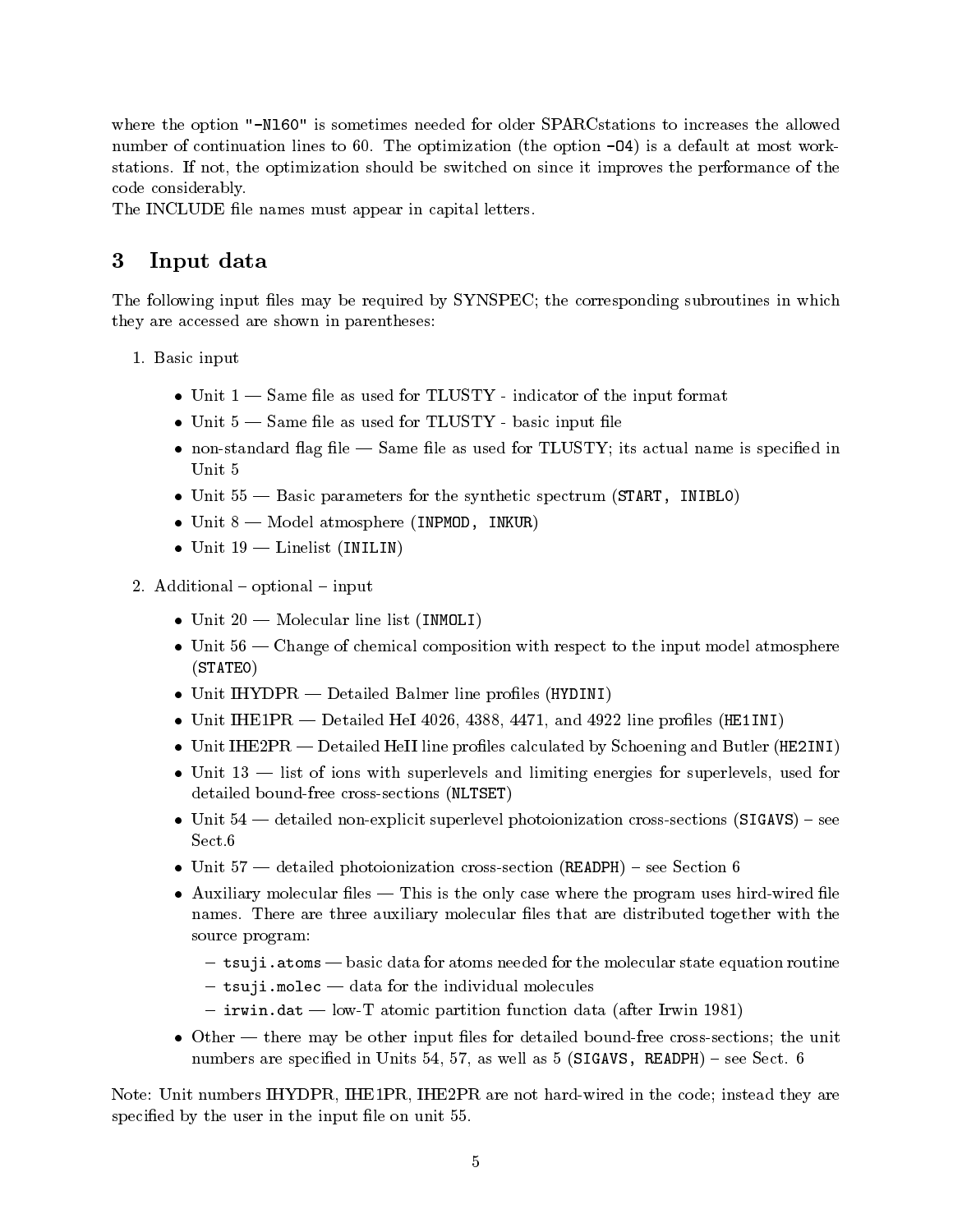where the option "-Nl60" is sometimes needed for older SPARCstations to increases the allowed number of continuation lines to 60. The optimization (the option -O4) is a default at most workstations. If not, the optimization should be switched on since it improves the performance of the code considerably.
The INCLUDE file names must appear in capital letters.

# 3 Input data

The following input files may be required by SYNSPEC; the corresponding subroutines in which they are accessed are shown in parentheses:

1. Basic input
   - Unit 1 — Same file as used for TLUSTY - indicator of the input format
   - Unit 5 — Same file as used for TLUSTY - basic input file
   - non-standard flag file — Same file as used for TLUSTY; its actual name is specified in Unit 5
   - Unit 55 — Basic parameters for the synthetic spectrum (`START, INIBLO`)
   - Unit 8 — Model atmosphere (`INPMOD, INKUR`)
   - Unit 19 — Linelist (`INILIN`)

2. Additional – optional – input
   - Unit 20 — Molecular line list (`INMOLI`)
   - Unit 56 — Change of chemical composition with respect to the input model atmosphere (`STATE0`)
   - Unit IHYDPR — Detailed Balmer line profiles (`HYDINI`)
   - Unit IHE1PR — Detailed HeI 4026, 4388, 4471, and 4922 line profiles (`HE1INI`)
   - Unit IHE2PR — Detailed HeII line profiles calculated by Schoening and Butler (`HE2INI`)
   - Unit 13 — list of ions with superlevels and limiting energies for superlevels, used for detailed bound-free cross-sections (`NLTSET`)
   - Unit 54 — detailed non-explicit superlevel photoionization cross-sections (`SIGAVS`) – see Sect.6
   - Unit 57 — detailed photoionization cross-section (`READPH`) – see Section 6
   - Auxiliary molecular files — This is the only case where the program uses hird-wired file names. There are three auxiliary molecular files that are distributed together with the source program:
     - `tsuji.atoms` — basic data for atoms needed for the molecular state equation routine
     - `tsuji.molec` — data for the individual molecules
     - `irwin.dat` — low-T atomic partition function data (after Irwin 1981)
   - Other — there may be other input files for detailed bound-free cross-sections; the unit numbers are specified in Units 54, 57, as well as 5 (`SIGAVS, READPH`) – see Sect. 6

Note: Unit numbers IHYDPR, IHE1PR, IHE2PR are not hard-wired in the code; instead they are specified by the user in the input file on unit 55.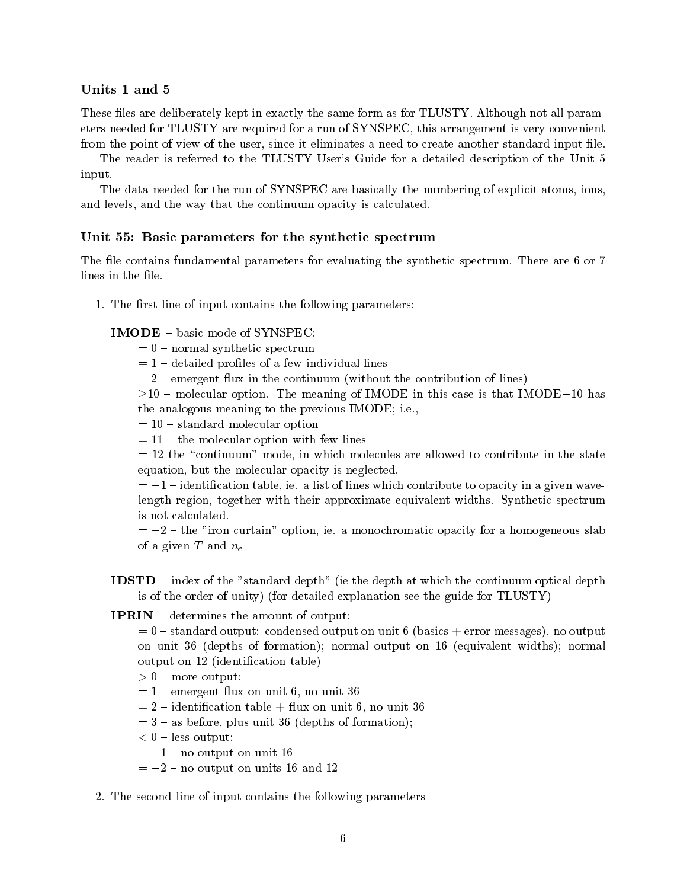### Units 1 and 5

These files are deliberately kept in exactly the same form as for TLUSTY. Although not all parameters needed for TLUSTY are required for a run of SYNSPEC, this arrangement is very convenient from the point of view of the user, since it eliminates a need to create another standard input file.

The reader is referred to the TLUSTY User's Guide for a detailed description of the Unit 5 input.

The data needed for the run of SYNSPEC are basically the numbering of explicit atoms, ions, and levels, and the way that the continuum opacity is calculated.

### Unit 55: Basic parameters for the synthetic spectrum

The file contains fundamental parameters for evaluating the synthetic spectrum. There are 6 or 7 lines in the file.

1. The first line of input contains the following parameters:

   **IMODE** – basic mode of SYNSPEC:
   - $= 0$ – normal synthetic spectrum
   - $= 1$ – detailed profiles of a few individual lines
   - $= 2$ – emergent flux in the continuum (without the contribution of lines)
   - $\geq 10$ – molecular option. The meaning of IMODE in this case is that IMODE$-$10 has the analogous meaning to the previous IMODE; i.e.,
   - $= 10$ – standard molecular option
   - $= 11$ – the molecular option with few lines
   - $= 12$ the "continuum" mode, in which molecules are allowed to contribute in the state equation, but the molecular opacity is neglected.
   - $= -1$ – identification table, ie. a list of lines which contribute to opacity in a given wavelength region, together with their approximate equivalent widths. Synthetic spectrum is not calculated.
   - $= -2$ – the "iron curtain" option, ie. a monochromatic opacity for a homogeneous slab of a given $T$ and $n_e$

   **IDSTD** – index of the "standard depth" (ie the depth at which the continuum optical depth is of the order of unity) (for detailed explanation see the guide for TLUSTY)

   **IPRIN** – determines the amount of output:
   - $= 0$ – standard output: condensed output on unit 6 (basics + error messages), no output on unit 36 (depths of formation); normal output on 16 (equivalent widths); normal output on 12 (identification table)
   - $> 0$ – more output:
   - $= 1$ – emergent flux on unit 6, no unit 36
   - $= 2$ – identification table + flux on unit 6, no unit 36
   - $= 3$ – as before, plus unit 36 (depths of formation);
   - $< 0$ – less output:
   - $= -1$ – no output on unit 16
   - $= -2$ – no output on units 16 and 12

2. The second line of input contains the following parameters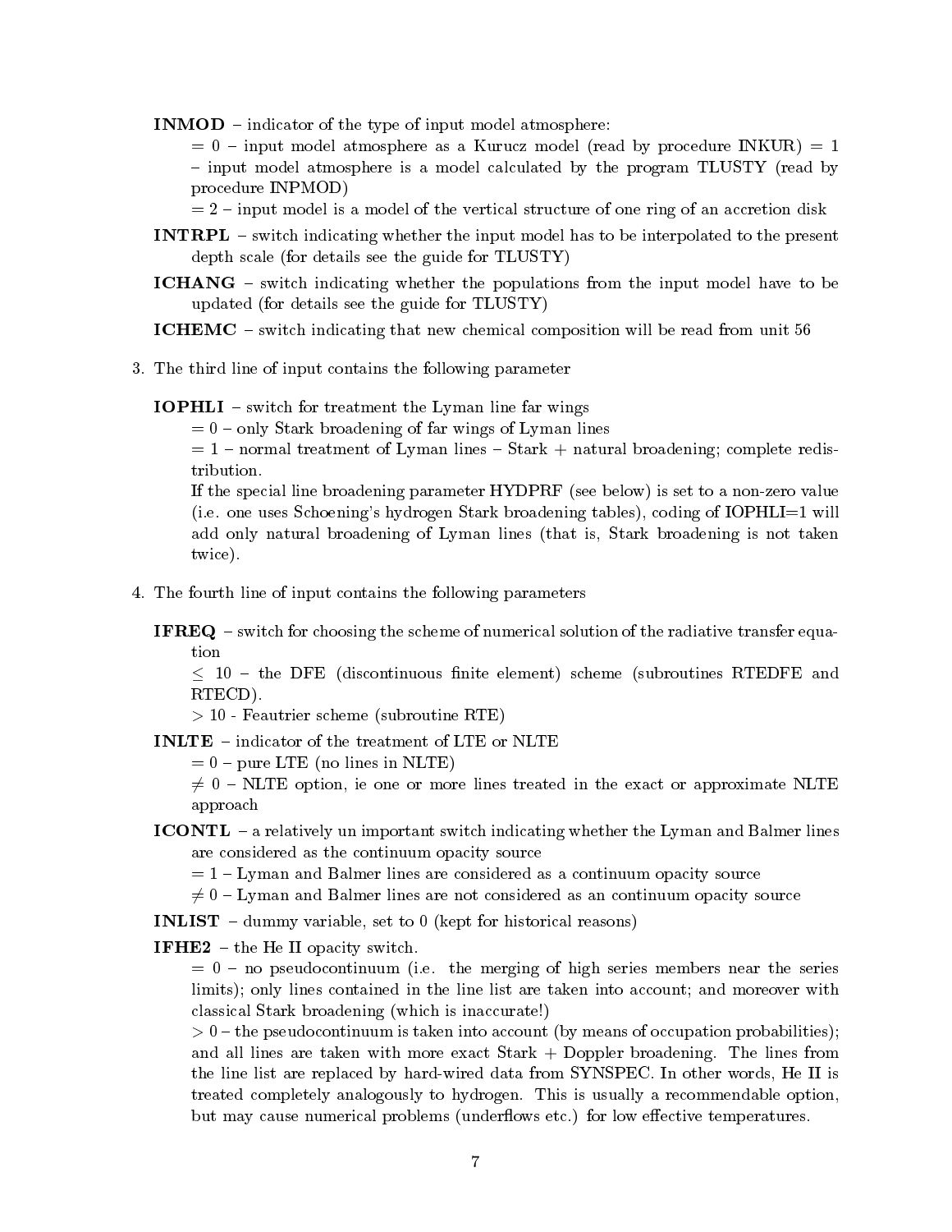**INMOD** – indicator of the type of input model atmosphere:

= 0 – input model atmosphere as a Kurucz model (read by procedure INKUR) = 1 – input model atmosphere is a model calculated by the program TLUSTY (read by procedure INPMOD)

= 2 – input model is a model of the vertical structure of one ring of an accretion disk

**INTRPL** – switch indicating whether the input model has to be interpolated to the present depth scale (for details see the guide for TLUSTY)

**ICHANG** – switch indicating whether the populations from the input model have to be updated (for details see the guide for TLUSTY)

**ICHEMC** – switch indicating that new chemical composition will be read from unit 56

3. The third line of input contains the following parameter

**IOPHLI** – switch for treatment the Lyman line far wings

= 0 – only Stark broadening of far wings of Lyman lines

= 1 – normal treatment of Lyman lines – Stark + natural broadening; complete redistribution.

If the special line broadening parameter HYDPRF (see below) is set to a non-zero value (i.e. one uses Schoening's hydrogen Stark broadening tables), coding of IOPHLI=1 will add only natural broadening of Lyman lines (that is, Stark broadening is not taken twice).

4. The fourth line of input contains the following parameters

**IFREQ** – switch for choosing the scheme of numerical solution of the radiative transfer equation

$\leq$ 10 – the DFE (discontinuous finite element) scheme (subroutines RTEDFE and RTECD).

$>$ 10 - Feautrier scheme (subroutine RTE)

**INLTE** – indicator of the treatment of LTE or NLTE

= 0 – pure LTE (no lines in NLTE)

$\neq$ 0 – NLTE option, ie one or more lines treated in the exact or approximate NLTE approach

**ICONTL** – a relatively un important switch indicating whether the Lyman and Balmer lines are considered as the continuum opacity source

= 1 – Lyman and Balmer lines are considered as a continuum opacity source

$\neq$ 0 – Lyman and Balmer lines are not considered as an continuum opacity source

**INLIST** – dummy variable, set to 0 (kept for historical reasons)

**IFHE2** – the He II opacity switch.

= 0 – no pseudocontinuum (i.e. the merging of high series members near the series limits); only lines contained in the line list are taken into account; and moreover with classical Stark broadening (which is inaccurate!)

$>$ 0 – the pseudocontinuum is taken into account (by means of occupation probabilities); and all lines are taken with more exact Stark + Doppler broadening. The lines from the line list are replaced by hard-wired data from SYNSPEC. In other words, He II is treated completely analogously to hydrogen. This is usually a recommendable option, but may cause numerical problems (underflows etc.) for low effective temperatures.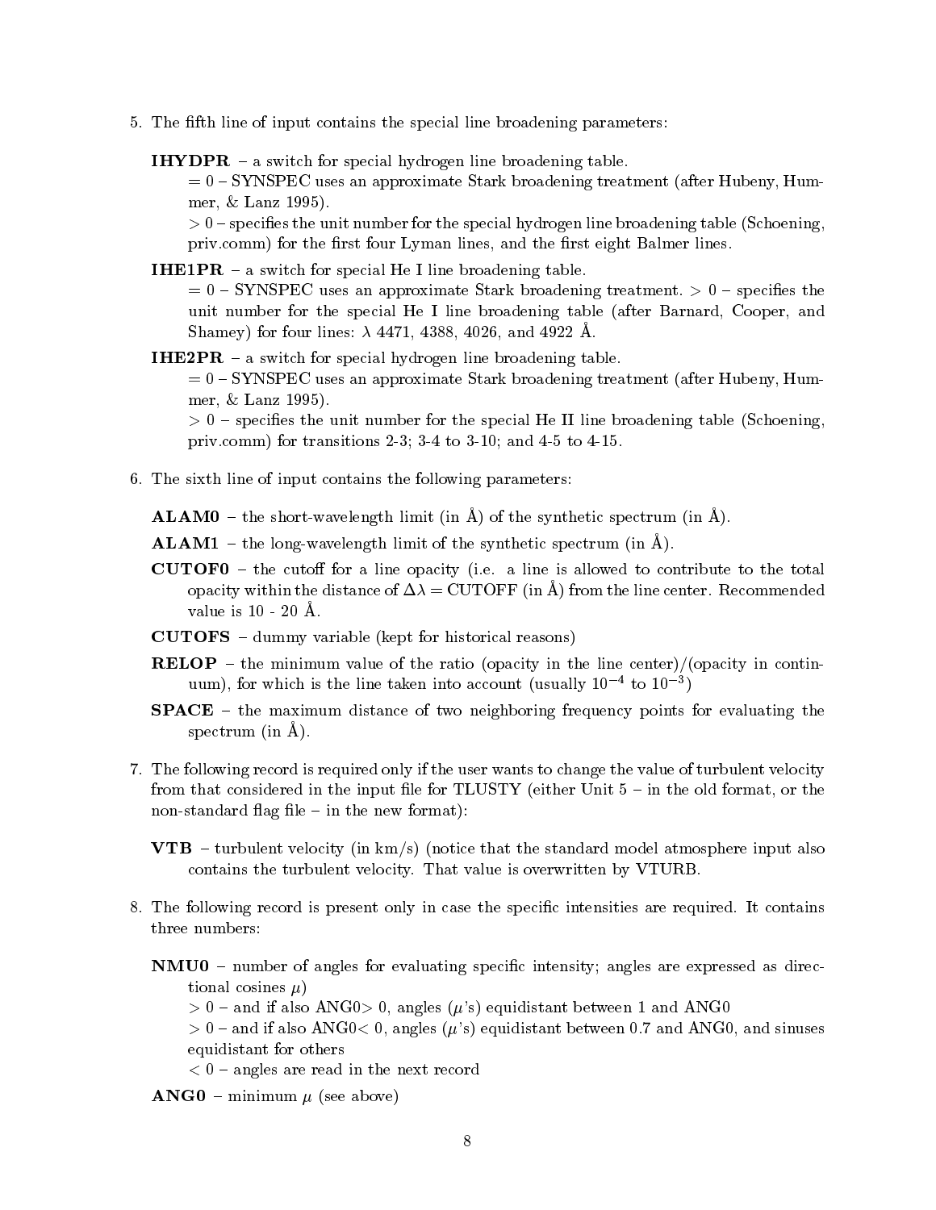5. The fifth line of input contains the special line broadening parameters:

   **IHYDPR** – a switch for special hydrogen line broadening table.
   
   = 0 – SYNSPEC uses an approximate Stark broadening treatment (after Hubeny, Hummer, & Lanz 1995).
   
   > 0 – specifies the unit number for the special hydrogen line broadening table (Schoening, priv.comm) for the first four Lyman lines, and the first eight Balmer lines.

   **IHE1PR** – a switch for special He I line broadening table.
   
   = 0 – SYNSPEC uses an approximate Stark broadening treatment. > 0 – specifies the unit number for the special He I line broadening table (after Barnard, Cooper, and Shamey) for four lines: $\lambda$ 4471, 4388, 4026, and 4922 Å.

   **IHE2PR** – a switch for special hydrogen line broadening table.
   
   = 0 – SYNSPEC uses an approximate Stark broadening treatment (after Hubeny, Hummer, & Lanz 1995).
   
   > 0 – specifies the unit number for the special He II line broadening table (Schoening, priv.comm) for transitions 2-3; 3-4 to 3-10; and 4-5 to 4-15.

6. The sixth line of input contains the following parameters:

   **ALAM0** – the short-wavelength limit (in Å) of the synthetic spectrum (in Å).

   **ALAM1** – the long-wavelength limit of the synthetic spectrum (in Å).

   **CUTOF0** – the cutoff for a line opacity (i.e. a line is allowed to contribute to the total opacity within the distance of $\Delta\lambda$ = CUTOFF (in Å) from the line center. Recommended value is 10 - 20 Å.

   **CUTOFS** – dummy variable (kept for historical reasons)

   **RELOP** – the minimum value of the ratio (opacity in the line center)/(opacity in continuum), for which is the line taken into account (usually $10^{-4}$ to $10^{-3}$)

   **SPACE** – the maximum distance of two neighboring frequency points for evaluating the spectrum (in Å).

7. The following record is required only if the user wants to change the value of turbulent velocity from that considered in the input file for TLUSTY (either Unit 5 – in the old format, or the non-standard flag file – in the new format):

   **VTB** – turbulent velocity (in km/s) (notice that the standard model atmosphere input also contains the turbulent velocity. That value is overwritten by VTURB.

8. The following record is present only in case the specific intensities are required. It contains three numbers:

   **NMU0** – number of angles for evaluating specific intensity; angles are expressed as directional cosines $\mu$)
   
   > 0 – and if also ANG0> 0, angles ($\mu$'s) equidistant between 1 and ANG0
   
   > 0 – and if also ANG0< 0, angles ($\mu$'s) equidistant between 0.7 and ANG0, and sinuses equidistant for others
   
   < 0 – angles are read in the next record

   **ANG0** – minimum $\mu$ (see above)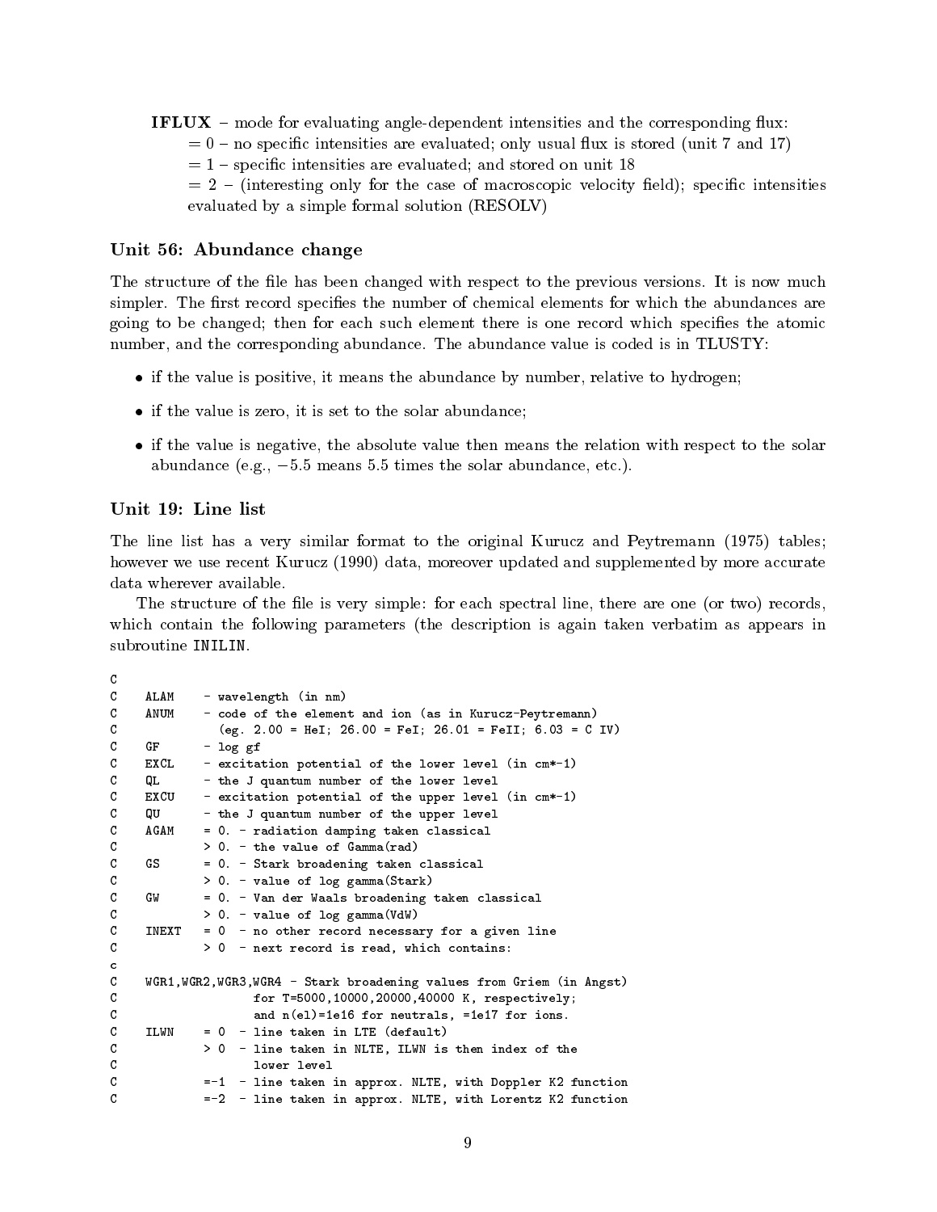**IFLUX** – mode for evaluating angle-dependent intensities and the corresponding flux:
= 0 – no specific intensities are evaluated; only usual flux is stored (unit 7 and 17)
= 1 – specific intensities are evaluated; and stored on unit 18
= 2 – (interesting only for the case of macroscopic velocity field); specific intensities evaluated by a simple formal solution (RESOLV)

### Unit 56: Abundance change

The structure of the file has been changed with respect to the previous versions. It is now much simpler. The first record specifies the number of chemical elements for which the abundances are going to be changed; then for each such element there is one record which specifies the atomic number, and the corresponding abundance. The abundance value is coded is in TLUSTY:

- if the value is positive, it means the abundance by number, relative to hydrogen;
- if the value is zero, it is set to the solar abundance;
- if the value is negative, the absolute value then means the relation with respect to the solar abundance (e.g., $-5.5$ means 5.5 times the solar abundance, etc.).

### Unit 19: Line list

The line list has a very similar format to the original Kurucz and Peytremann (1975) tables; however we use recent Kurucz (1990) data, moreover updated and supplemented by more accurate data wherever available.

The structure of the file is very simple: for each spectral line, there are one (or two) records, which contain the following parameters (the description is again taken verbatim as appears in subroutine INILIN.

```
C
C    ALAM    - wavelength (in nm)
C    ANUM    - code of the element and ion (as in Kurucz-Peytremann)
C              (eg. 2.00 = HeI; 26.00 = FeI; 26.01 = FeII; 6.03 = C IV)
C    GF      - log gf
C    EXCL    - excitation potential of the lower level (in cm*-1)
C    QL      - the J quantum number of the lower level
C    EXCU    - excitation potential of the upper level (in cm*-1)
C    QU      - the J quantum number of the upper level
C    AGAM    = 0. - radiation damping taken classical
C            > 0. - the value of Gamma(rad)
C    GS      = 0. - Stark broadening taken classical
C            > 0. - value of log gamma(Stark)
C    GW      = 0. - Van der Waals broadening taken classical
C            > 0. - value of log gamma(VdW)
C    INEXT   = 0  - no other record necessary for a given line
C            > 0  - next record is read, which contains:
c
C    WGR1,WGR2,WGR3,WGR4 - Stark broadening values from Griem (in Angst)
C                    for T=5000,10000,20000,40000 K, respectively;
C                    and n(el)=1e16 for neutrals, =1e17 for ions.
C    ILWN    = 0  - line taken in LTE (default)
C            > 0  - line taken in NLTE, ILWN is then index of the
C                   lower level
C            =-1  - line taken in approx. NLTE, with Doppler K2 function
C            =-2  - line taken in approx. NLTE, with Lorentz K2 function
```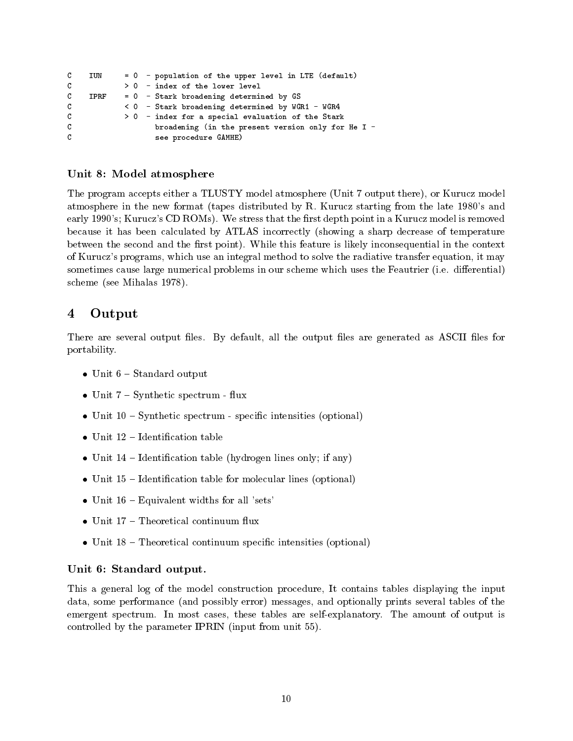```
C    IUN      = 0  - population of the upper level in LTE (default)
C             > 0  - index of the lower level
C    IPRF     = 0  - Stark broadening determined by GS
C             < 0  - Stark broadening determined by WGR1 - WGR4
C             > 0  - index for a special evaluation of the Stark
C                    broadening (in the present version only for He I -
C                    see procedure GAMHE)
```

### Unit 8: Model atmosphere

The program accepts either a TLUSTY model atmosphere (Unit 7 output there), or Kurucz model atmosphere in the new format (tapes distributed by R. Kurucz starting from the late 1980's and early 1990's; Kurucz's CD ROMs). We stress that the first depth point in a Kurucz model is removed because it has been calculated by ATLAS incorrectly (showing a sharp decrease of temperature between the second and the first point). While this feature is likely inconsequential in the context of Kurucz's programs, which use an integral method to solve the radiative transfer equation, it may sometimes cause large numerical problems in our scheme which uses the Feautrier (i.e. differential) scheme (see Mihalas 1978).

## 4 Output

There are several output files. By default, all the output files are generated as ASCII files for portability.

- Unit 6 – Standard output
- Unit 7 – Synthetic spectrum - flux
- Unit 10 – Synthetic spectrum - specific intensities (optional)
- Unit 12 – Identification table
- Unit 14 – Identification table (hydrogen lines only; if any)
- Unit 15 – Identification table for molecular lines (optional)
- Unit 16 – Equivalent widths for all 'sets'
- Unit 17 – Theoretical continuum flux
- Unit 18 – Theoretical continuum specific intensities (optional)

### Unit 6: Standard output.

This a general log of the model construction procedure, It contains tables displaying the input data, some performance (and possibly error) messages, and optionally prints several tables of the emergent spectrum. In most cases, these tables are self-explanatory. The amount of output is controlled by the parameter IPRIN (input from unit 55).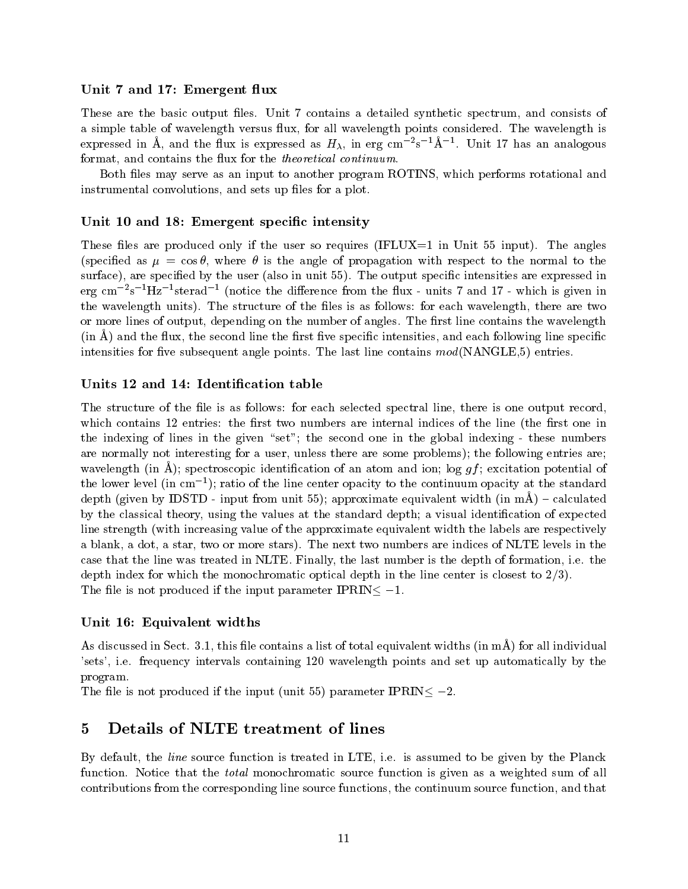### Unit 7 and 17: Emergent flux

These are the basic output files. Unit 7 contains a detailed synthetic spectrum, and consists of a simple table of wavelength versus flux, for all wavelength points considered. The wavelength is expressed in Å, and the flux is expressed as $H_\lambda$, in erg cm$^{-2}$s$^{-1}$Å$^{-1}$. Unit 17 has an analogous format, and contains the flux for the *theoretical continuum*.

Both files may serve as an input to another program ROTINS, which performs rotational and instrumental convolutions, and sets up files for a plot.

### Unit 10 and 18: Emergent specific intensity

These files are produced only if the user so requires (IFLUX=1 in Unit 55 input). The angles (specified as $\mu = \cos\theta$, where $\theta$ is the angle of propagation with respect to the normal to the surface), are specified by the user (also in unit 55). The output specific intensities are expressed in erg cm$^{-2}$s$^{-1}$Hz$^{-1}$sterad$^{-1}$ (notice the difference from the flux - units 7 and 17 - which is given in the wavelength units). The structure of the files is as follows: for each wavelength, there are two or more lines of output, depending on the number of angles. The first line contains the wavelength (in Å) and the flux, the second line the first five specific intensities, and each following line specific intensities for five subsequent angle points. The last line contains *mod*(NANGLE,5) entries.

### Units 12 and 14: Identification table

The structure of the file is as follows: for each selected spectral line, there is one output record, which contains 12 entries: the first two numbers are internal indices of the line (the first one in the indexing of lines in the given "set"; the second one in the global indexing - these numbers are normally not interesting for a user, unless there are some problems); the following entries are; wavelength (in Å); spectroscopic identification of an atom and ion; log $gf$; excitation potential of the lower level (in cm$^{-1}$); ratio of the line center opacity to the continuum opacity at the standard depth (given by IDSTD - input from unit 55); approximate equivalent width (in mÅ) – calculated by the classical theory, using the values at the standard depth; a visual identification of expected line strength (with increasing value of the approximate equivalent width the labels are respectively a blank, a dot, a star, two or more stars). The next two numbers are indices of NLTE levels in the case that the line was treated in NLTE. Finally, the last number is the depth of formation, i.e. the depth index for which the monochromatic optical depth in the line center is closest to 2/3).
The file is not produced if the input parameter IPRIN$\leq -1$.

### Unit 16: Equivalent widths

As discussed in Sect. 3.1, this file contains a list of total equivalent widths (in mÅ) for all individual 'sets', i.e. frequency intervals containing 120 wavelength points and set up automatically by the program.
The file is not produced if the input (unit 55) parameter IPRIN$\leq -2$.

## 5 Details of NLTE treatment of lines

By default, the *line* source function is treated in LTE, i.e. is assumed to be given by the Planck function. Notice that the *total* monochromatic source function is given as a weighted sum of all contributions from the corresponding line source functions, the continuum source function, and that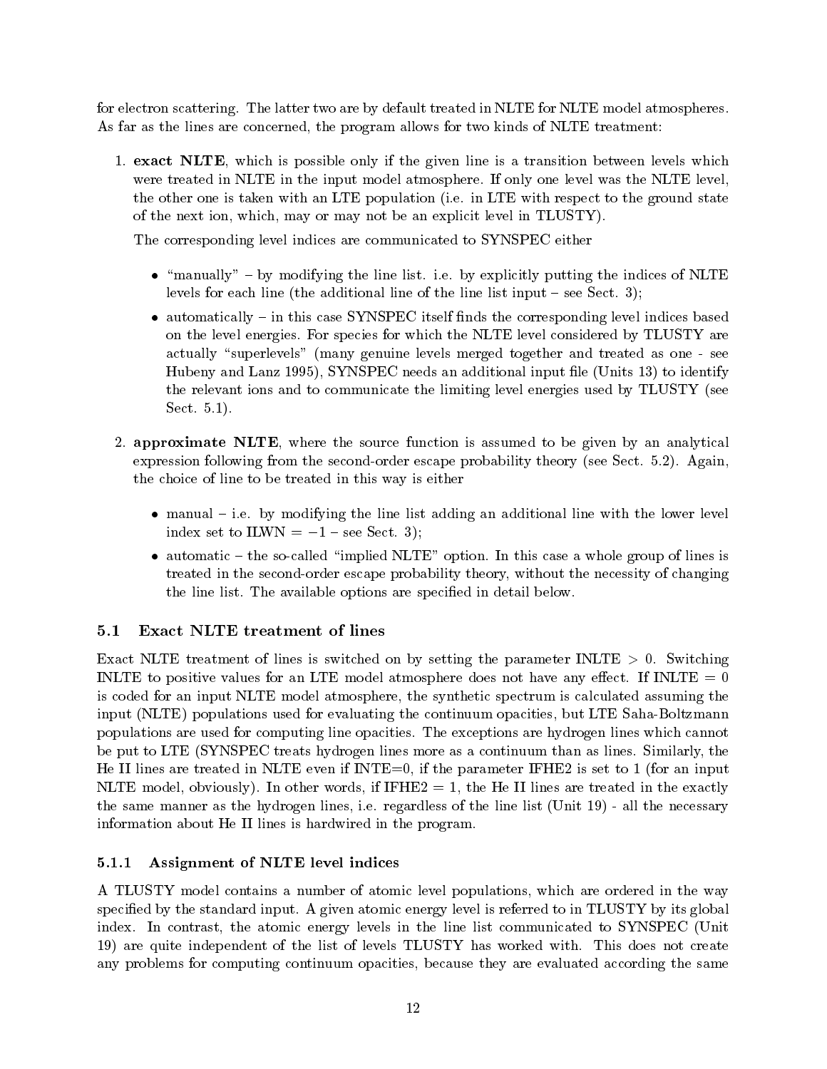for electron scattering. The latter two are by default treated in NLTE for NLTE model atmospheres. As far as the lines are concerned, the program allows for two kinds of NLTE treatment:

1. **exact NLTE**, which is possible only if the given line is a transition between levels which were treated in NLTE in the input model atmosphere. If only one level was the NLTE level, the other one is taken with an LTE population (i.e. in LTE with respect to the ground state of the next ion, which, may or may not be an explicit level in TLUSTY).

   The corresponding level indices are communicated to SYNSPEC either

   - "manually" – by modifying the line list. i.e. by explicitly putting the indices of NLTE levels for each line (the additional line of the line list input – see Sect. 3);
   - automatically – in this case SYNSPEC itself finds the corresponding level indices based on the level energies. For species for which the NLTE level considered by TLUSTY are actually "superlevels" (many genuine levels merged together and treated as one - see Hubeny and Lanz 1995), SYNSPEC needs an additional input file (Units 13) to identify the relevant ions and to communicate the limiting level energies used by TLUSTY (see Sect. 5.1).

2. **approximate NLTE**, where the source function is assumed to be given by an analytical expression following from the second-order escape probability theory (see Sect. 5.2). Again, the choice of line to be treated in this way is either

   - manual – i.e. by modifying the line list adding an additional line with the lower level index set to ILWN = −1 – see Sect. 3);
   - automatic – the so-called "implied NLTE" option. In this case a whole group of lines is treated in the second-order escape probability theory, without the necessity of changing the line list. The available options are specified in detail below.

## 5.1 Exact NLTE treatment of lines

Exact NLTE treatment of lines is switched on by setting the parameter INLTE > 0. Switching INLTE to positive values for an LTE model atmosphere does not have any effect. If INLTE = 0 is coded for an input NLTE model atmosphere, the synthetic spectrum is calculated assuming the input (NLTE) populations used for evaluating the continuum opacities, but LTE Saha-Boltzmann populations are used for computing line opacities. The exceptions are hydrogen lines which cannot be put to LTE (SYNSPEC treats hydrogen lines more as a continuum than as lines. Similarly, the He II lines are treated in NLTE even if INTE=0, if the parameter IFHE2 is set to 1 (for an input NLTE model, obviously). In other words, if IFHE2 = 1, the He II lines are treated in the exactly the same manner as the hydrogen lines, i.e. regardless of the line list (Unit 19) - all the necessary information about He II lines is hardwired in the program.

### 5.1.1 Assignment of NLTE level indices

A TLUSTY model contains a number of atomic level populations, which are ordered in the way specified by the standard input. A given atomic energy level is referred to in TLUSTY by its global index. In contrast, the atomic energy levels in the line list communicated to SYNSPEC (Unit 19) are quite independent of the list of levels TLUSTY has worked with. This does not create any problems for computing continuum opacities, because they are evaluated according the same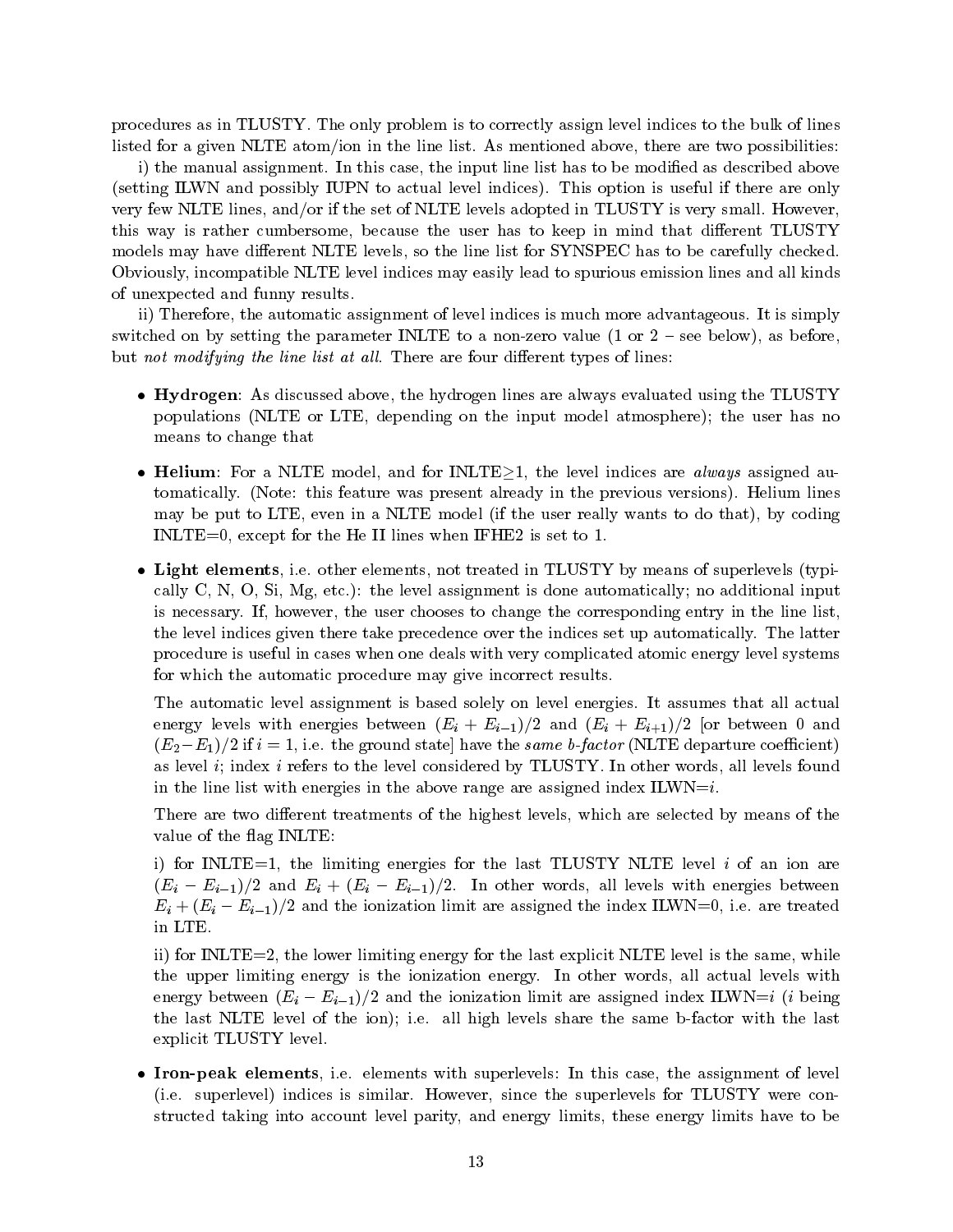procedures as in TLUSTY. The only problem is to correctly assign level indices to the bulk of lines listed for a given NLTE atom/ion in the line list. As mentioned above, there are two possibilities:

i) the manual assignment. In this case, the input line list has to be modified as described above (setting ILWN and possibly IUPN to actual level indices). This option is useful if there are only very few NLTE lines, and/or if the set of NLTE levels adopted in TLUSTY is very small. However, this way is rather cumbersome, because the user has to keep in mind that different TLUSTY models may have different NLTE levels, so the line list for SYNSPEC has to be carefully checked. Obviously, incompatible NLTE level indices may easily lead to spurious emission lines and all kinds of unexpected and funny results.

ii) Therefore, the automatic assignment of level indices is much more advantageous. It is simply switched on by setting the parameter INLTE to a non-zero value (1 or 2 – see below), as before, but *not modifying the line list at all*. There are four different types of lines:

- **Hydrogen**: As discussed above, the hydrogen lines are always evaluated using the TLUSTY populations (NLTE or LTE, depending on the input model atmosphere); the user has no means to change that

- **Helium**: For a NLTE model, and for INLTE$\geq$1, the level indices are *always* assigned automatically. (Note: this feature was present already in the previous versions). Helium lines may be put to LTE, even in a NLTE model (if the user really wants to do that), by coding INLTE=0, except for the He II lines when IFHE2 is set to 1.

- **Light elements**, i.e. other elements, not treated in TLUSTY by means of superlevels (typically C, N, O, Si, Mg, etc.): the level assignment is done automatically; no additional input is necessary. If, however, the user chooses to change the corresponding entry in the line list, the level indices given there take precedence over the indices set up automatically. The latter procedure is useful in cases when one deals with very complicated atomic energy level systems for which the automatic procedure may give incorrect results.

  The automatic level assignment is based solely on level energies. It assumes that all actual energy levels with energies between $(E_i + E_{i-1})/2$ and $(E_i + E_{i+1})/2$ [or between 0 and $(E_2 - E_1)/2$ if $i = 1$, i.e. the ground state] have the *same b-factor* (NLTE departure coefficient) as level $i$; index $i$ refers to the level considered by TLUSTY. In other words, all levels found in the line list with energies in the above range are assigned index ILWN=$i$.

  There are two different treatments of the highest levels, which are selected by means of the value of the flag INLTE:

  i) for INLTE=1, the limiting energies for the last TLUSTY NLTE level $i$ of an ion are $(E_i - E_{i-1})/2$ and $E_i + (E_i - E_{i-1})/2$. In other words, all levels with energies between $E_i + (E_i - E_{i-1})/2$ and the ionization limit are assigned the index ILWN=0, i.e. are treated in LTE.

  ii) for INLTE=2, the lower limiting energy for the last explicit NLTE level is the same, while the upper limiting energy is the ionization energy. In other words, all actual levels with energy between $(E_i - E_{i-1})/2$ and the ionization limit are assigned index ILWN=$i$ ($i$ being the last NLTE level of the ion); i.e. all high levels share the same b-factor with the last explicit TLUSTY level.

- **Iron-peak elements**, i.e. elements with superlevels: In this case, the assignment of level (i.e. superlevel) indices is similar. However, since the superlevels for TLUSTY were constructed taking into account level parity, and energy limits, these energy limits have to be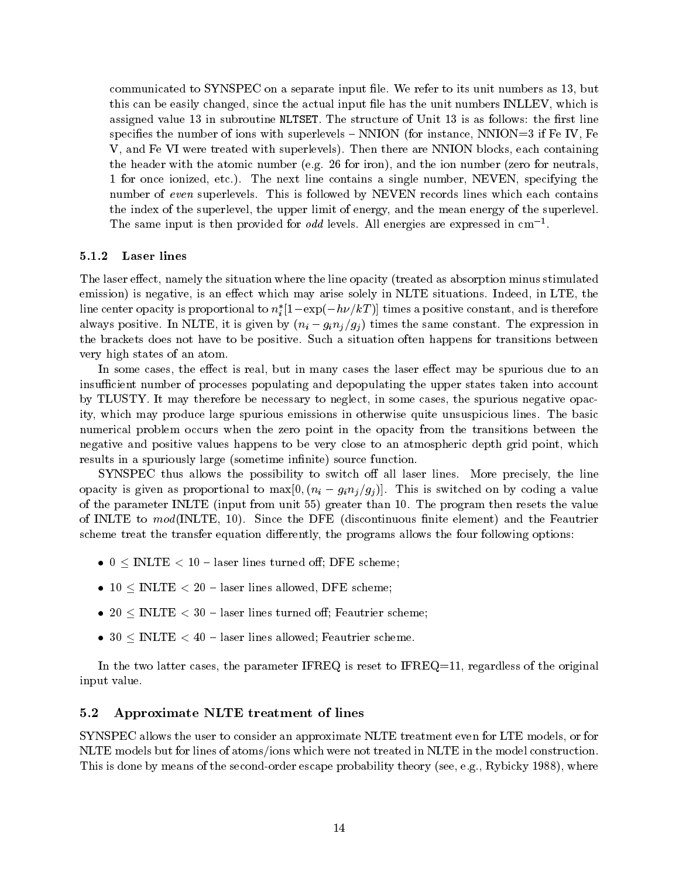communicated to SYNSPEC on a separate input file. We refer to its unit numbers as 13, but this can be easily changed, since the actual input file has the unit numbers INLLEV, which is assigned value 13 in subroutine `NLTSET`. The structure of Unit 13 is as follows: the first line specifies the number of ions with superlevels – NNION (for instance, NNION=3 if Fe IV, Fe V, and Fe VI were treated with superlevels). Then there are NNION blocks, each containing the header with the atomic number (e.g. 26 for iron), and the ion number (zero for neutrals, 1 for once ionized, etc.). The next line contains a single number, NEVEN, specifying the number of *even* superlevels. This is followed by NEVEN records lines which each contains the index of the superlevel, the upper limit of energy, and the mean energy of the superlevel. The same input is then provided for *odd* levels. All energies are expressed in cm$^{-1}$.

### 5.1.2 Laser lines

The laser effect, namely the situation where the line opacity (treated as absorption minus stimulated emission) is negative, is an effect which may arise solely in NLTE situations. Indeed, in LTE, the line center opacity is proportional to $n_i^*[1 - \exp(-h\nu/kT)]$ times a positive constant, and is therefore always positive. In NLTE, it is given by $(n_i - g_i n_j/g_j)$ times the same constant. The expression in the brackets does not have to be positive. Such a situation often happens for transitions between very high states of an atom.

In some cases, the effect is real, but in many cases the laser effect may be spurious due to an insufficient number of processes populating and depopulating the upper states taken into account by TLUSTY. It may therefore be necessary to neglect, in some cases, the spurious negative opacity, which may produce large spurious emissions in otherwise quite unsuspicious lines. The basic numerical problem occurs when the zero point in the opacity from the transitions between the negative and positive values happens to be very close to an atmospheric depth grid point, which results in a spuriously large (sometime infinite) source function.

SYNSPEC thus allows the possibility to switch off all laser lines. More precisely, the line opacity is given as proportional to $\max[0, (n_i - g_i n_j/g_j)]$. This is switched on by coding a value of the parameter INLTE (input from unit 55) greater than 10. The program then resets the value of INLTE to *mod*(INLTE, 10). Since the DFE (discontinuous finite element) and the Feautrier scheme treat the transfer equation differently, the programs allows the four following options:

- $0 \le$ INLTE $< 10$ – laser lines turned off; DFE scheme;
- $10 \le$ INLTE $< 20$ – laser lines allowed, DFE scheme;
- $20 \le$ INLTE $< 30$ – laser lines turned off; Feautrier scheme;
- $30 \le$ INLTE $< 40$ – laser lines allowed; Feautrier scheme.

In the two latter cases, the parameter IFREQ is reset to IFREQ=11, regardless of the original input value.

## 5.2 Approximate NLTE treatment of lines

SYNSPEC allows the user to consider an approximate NLTE treatment even for LTE models, or for NLTE models but for lines of atoms/ions which were not treated in NLTE in the model construction. This is done by means of the second-order escape probability theory (see, e.g., Rybicky 1988), where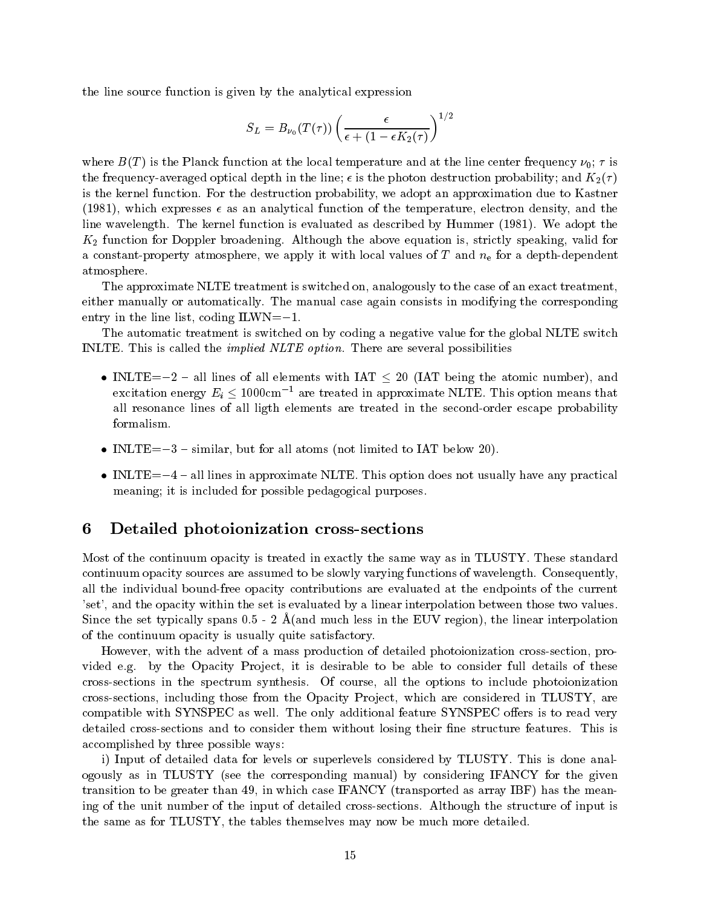the line source function is given by the analytical expression

$$S_L = B_{\nu_0}(T(\tau)) \left( \frac{\epsilon}{\epsilon + (1 - \epsilon K_2(\tau)} \right)^{1/2}$$

where $B(T)$ is the Planck function at the local temperature and at the line center frequency $\nu_0$; $\tau$ is the frequency-averaged optical depth in the line; $\epsilon$ is the photon destruction probability; and $K_2(\tau)$ is the kernel function. For the destruction probability, we adopt an approximation due to Kastner (1981), which expresses $\epsilon$ as an analytical function of the temperature, electron density, and the line wavelength. The kernel function is evaluated as described by Hummer (1981). We adopt the $K_2$ function for Doppler broadening. Although the above equation is, strictly speaking, valid for a constant-property atmosphere, we apply it with local values of $T$ and $n_e$ for a depth-dependent atmosphere.

The approximate NLTE treatment is switched on, analogously to the case of an exact treatment, either manually or automatically. The manual case again consists in modifying the corresponding entry in the line list, coding ILWN=$-1$.

The automatic treatment is switched on by coding a negative value for the global NLTE switch INLTE. This is called the *implied NLTE option*. There are several possibilities

- INLTE=$-2$ – all lines of all elements with IAT $\leq$ 20 (IAT being the atomic number), and excitation energy $E_i \leq 1000\mathrm{cm}^{-1}$ are treated in approximate NLTE. This option means that all resonance lines of all ligth elements are treated in the second-order escape probability formalism.
- INLTE=$-3$ – similar, but for all atoms (not limited to IAT below 20).
- INLTE=$-4$ – all lines in approximate NLTE. This option does not usually have any practical meaning; it is included for possible pedagogical purposes.

## 6 Detailed photoionization cross-sections

Most of the continuum opacity is treated in exactly the same way as in TLUSTY. These standard continuum opacity sources are assumed to be slowly varying functions of wavelength. Consequently, all the individual bound-free opacity contributions are evaluated at the endpoints of the current 'set', and the opacity within the set is evaluated by a linear interpolation between those two values. Since the set typically spans 0.5 - 2 Å(and much less in the EUV region), the linear interpolation of the continuum opacity is usually quite satisfactory.

However, with the advent of a mass production of detailed photoionization cross-section, provided e.g. by the Opacity Project, it is desirable to be able to consider full details of these cross-sections in the spectrum synthesis. Of course, all the options to include photoionization cross-sections, including those from the Opacity Project, which are considered in TLUSTY, are compatible with SYNSPEC as well. The only additional feature SYNSPEC offers is to read very detailed cross-sections and to consider them without losing their fine structure features. This is accomplished by three possible ways:

i) Input of detailed data for levels or superlevels considered by TLUSTY. This is done analogously as in TLUSTY (see the corresponding manual) by considering IFANCY for the given transition to be greater than 49, in which case IFANCY (transported as array IBF) has the meaning of the unit number of the input of detailed cross-sections. Although the structure of input is the same as for TLUSTY, the tables themselves may now be much more detailed.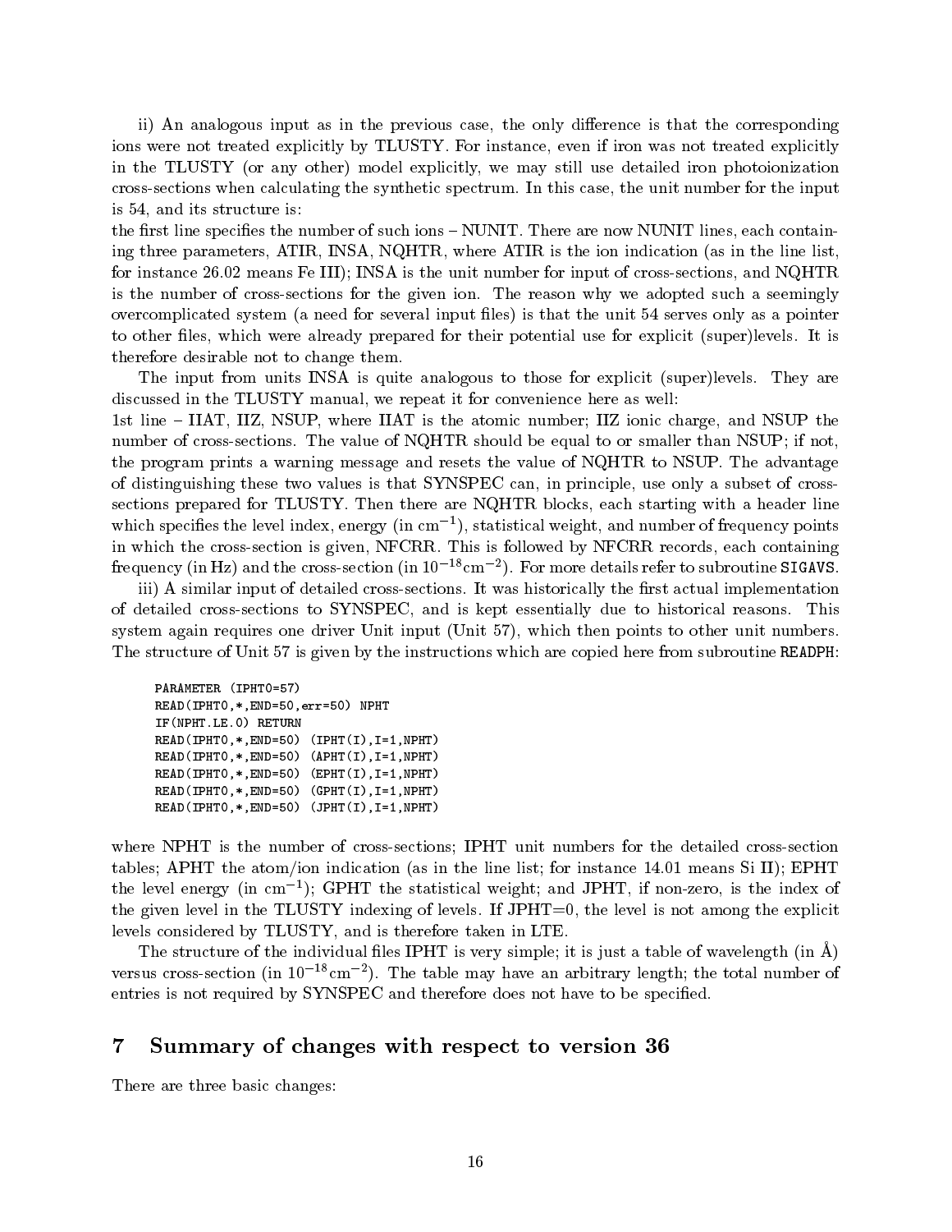ii) An analogous input as in the previous case, the only difference is that the corresponding ions were not treated explicitly by TLUSTY. For instance, even if iron was not treated explicitly in the TLUSTY (or any other) model explicitly, we may still use detailed iron photoionization cross-sections when calculating the synthetic spectrum. In this case, the unit number for the input is 54, and its structure is:
the first line specifies the number of such ions – NUNIT. There are now NUNIT lines, each containing three parameters, ATIR, INSA, NQHTR, where ATIR is the ion indication (as in the line list, for instance 26.02 means Fe III); INSA is the unit number for input of cross-sections, and NQHTR is the number of cross-sections for the given ion. The reason why we adopted such a seemingly overcomplicated system (a need for several input files) is that the unit 54 serves only as a pointer to other files, which were already prepared for their potential use for explicit (super)levels. It is therefore desirable not to change them.

The input from units INSA is quite analogous to those for explicit (super)levels. They are discussed in the TLUSTY manual, we repeat it for convenience here as well:
1st line – IIAT, IIZ, NSUP, where IIAT is the atomic number; IIZ ionic charge, and NSUP the number of cross-sections. The value of NQHTR should be equal to or smaller than NSUP; if not, the program prints a warning message and resets the value of NQHTR to NSUP. The advantage of distinguishing these two values is that SYNSPEC can, in principle, use only a subset of cross-sections prepared for TLUSTY. Then there are NQHTR blocks, each starting with a header line which specifies the level index, energy (in $\mathrm{cm}^{-1}$), statistical weight, and number of frequency points in which the cross-section is given, NFCRR. This is followed by NFCRR records, each containing frequency (in Hz) and the cross-section (in $10^{-18}\mathrm{cm}^{-2}$). For more details refer to subroutine `SIGAVS`.

iii) A similar input of detailed cross-sections. It was historically the first actual implementation of detailed cross-sections to SYNSPEC, and is kept essentially due to historical reasons. This system again requires one driver Unit input (Unit 57), which then points to other unit numbers. The structure of Unit 57 is given by the instructions which are copied here from subroutine `READPH`:

```
PARAMETER (IPHT0=57)
READ(IPHT0,*,END=50,err=50) NPHT
IF(NPHT.LE.0) RETURN
READ(IPHT0,*,END=50) (IPHT(I),I=1,NPHT)
READ(IPHT0,*,END=50) (APHT(I),I=1,NPHT)
READ(IPHT0,*,END=50) (EPHT(I),I=1,NPHT)
READ(IPHT0,*,END=50) (GPHT(I),I=1,NPHT)
READ(IPHT0,*,END=50) (JPHT(I),I=1,NPHT)
```

where NPHT is the number of cross-sections; IPHT unit numbers for the detailed cross-section tables; APHT the atom/ion indication (as in the line list; for instance 14.01 means Si II); EPHT the level energy (in $\mathrm{cm}^{-1}$); GPHT the statistical weight; and JPHT, if non-zero, is the index of the given level in the TLUSTY indexing of levels. If JPHT=0, the level is not among the explicit levels considered by TLUSTY, and is therefore taken in LTE.

The structure of the individual files IPHT is very simple; it is just a table of wavelength (in Å) versus cross-section (in $10^{-18}\mathrm{cm}^{-2}$). The table may have an arbitrary length; the total number of entries is not required by SYNSPEC and therefore does not have to be specified.

## 7 Summary of changes with respect to version 36

There are three basic changes: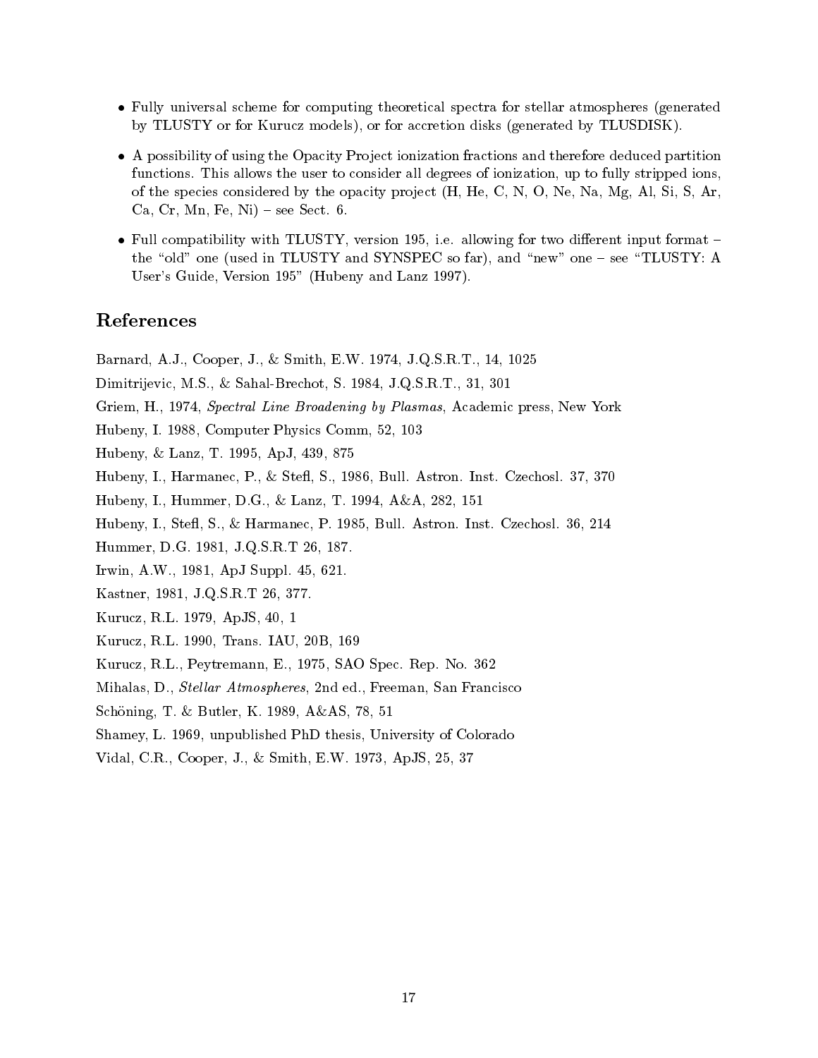- Fully universal scheme for computing theoretical spectra for stellar atmospheres (generated by TLUSTY or for Kurucz models), or for accretion disks (generated by TLUSDISK).
- A possibility of using the Opacity Project ionization fractions and therefore deduced partition functions. This allows the user to consider all degrees of ionization, up to fully stripped ions, of the species considered by the opacity project (H, He, C, N, O, Ne, Na, Mg, Al, Si, S, Ar, Ca, Cr, Mn, Fe, Ni) – see Sect. 6.
- Full compatibility with TLUSTY, version 195, i.e. allowing for two different input format – the "old" one (used in TLUSTY and SYNSPEC so far), and "new" one – see "TLUSTY: A User's Guide, Version 195" (Hubeny and Lanz 1997).

## References

Barnard, A.J., Cooper, J., & Smith, E.W. 1974, J.Q.S.R.T., 14, 1025

Dimitrijevic, M.S., & Sahal-Brechot, S. 1984, J.Q.S.R.T., 31, 301

Griem, H., 1974, *Spectral Line Broadening by Plasmas*, Academic press, New York

Hubeny, I. 1988, Computer Physics Comm, 52, 103

Hubeny, & Lanz, T. 1995, ApJ, 439, 875

Hubeny, I., Harmanec, P., & Stefl, S., 1986, Bull. Astron. Inst. Czechosl. 37, 370

Hubeny, I., Hummer, D.G., & Lanz, T. 1994, A&A, 282, 151

Hubeny, I., Stefl, S., & Harmanec, P. 1985, Bull. Astron. Inst. Czechosl. 36, 214

Hummer, D.G. 1981, J.Q.S.R.T 26, 187.

Irwin, A.W., 1981, ApJ Suppl. 45, 621.

Kastner, 1981, J.Q.S.R.T 26, 377.

Kurucz, R.L. 1979, ApJS, 40, 1

Kurucz, R.L. 1990, Trans. IAU, 20B, 169

Kurucz, R.L., Peytremann, E., 1975, SAO Spec. Rep. No. 362

Mihalas, D., *Stellar Atmospheres*, 2nd ed., Freeman, San Francisco

Schöning, T. & Butler, K. 1989, A&AS, 78, 51

Shamey, L. 1969, unpublished PhD thesis, University of Colorado

Vidal, C.R., Cooper, J., & Smith, E.W. 1973, ApJS, 25, 37